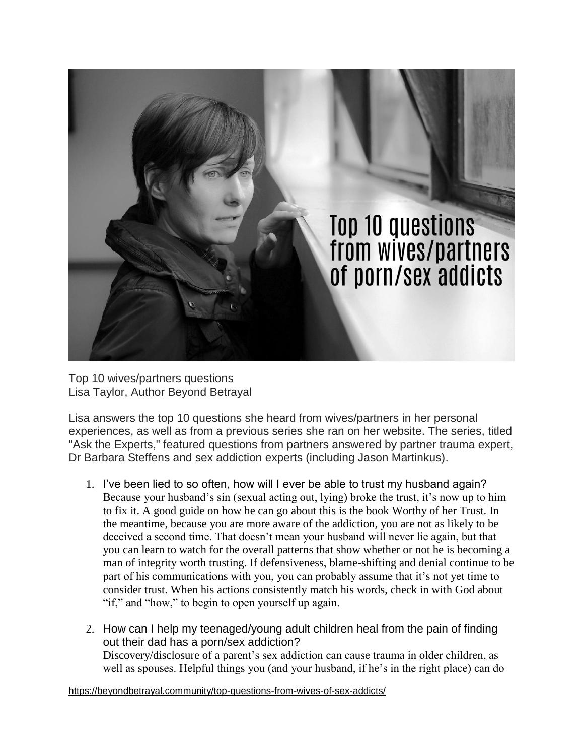Top 10 wives/partners questions
Lisa Taylor, Author Beyond Betrayal

Lisa answers the top 10 questions she heard from wives/partners in her personal experiences, as well as from a previous series she ran on her website. The series, titled "Ask the Experts," featured questions from partners answered by partner trauma expert, Dr Barbara Steffens and sex addiction experts (including Jason Martinkus).

1. I've been lied to so often, how will I ever be able to trust my husband again?
   Because your husband's sin (sexual acting out, lying) broke the trust, it's now up to him to fix it. A good guide on how he can go about this is the book Worthy of her Trust. In the meantime, because you are more aware of the addiction, you are not as likely to be deceived a second time. That doesn't mean your husband will never lie again, but that you can learn to watch for the overall patterns that show whether or not he is becoming a man of integrity worth trusting. If defensiveness, blame-shifting and denial continue to be part of his communications with you, you can probably assume that it's not yet time to consider trust. When his actions consistently match his words, check in with God about "if," and "how," to begin to open yourself up again.

2. How can I help my teenaged/young adult children heal from the pain of finding out their dad has a porn/sex addiction?
   Discovery/disclosure of a parent's sex addiction can cause trauma in older children, as well as spouses. Helpful things you (and your husband, if he's in the right place) can do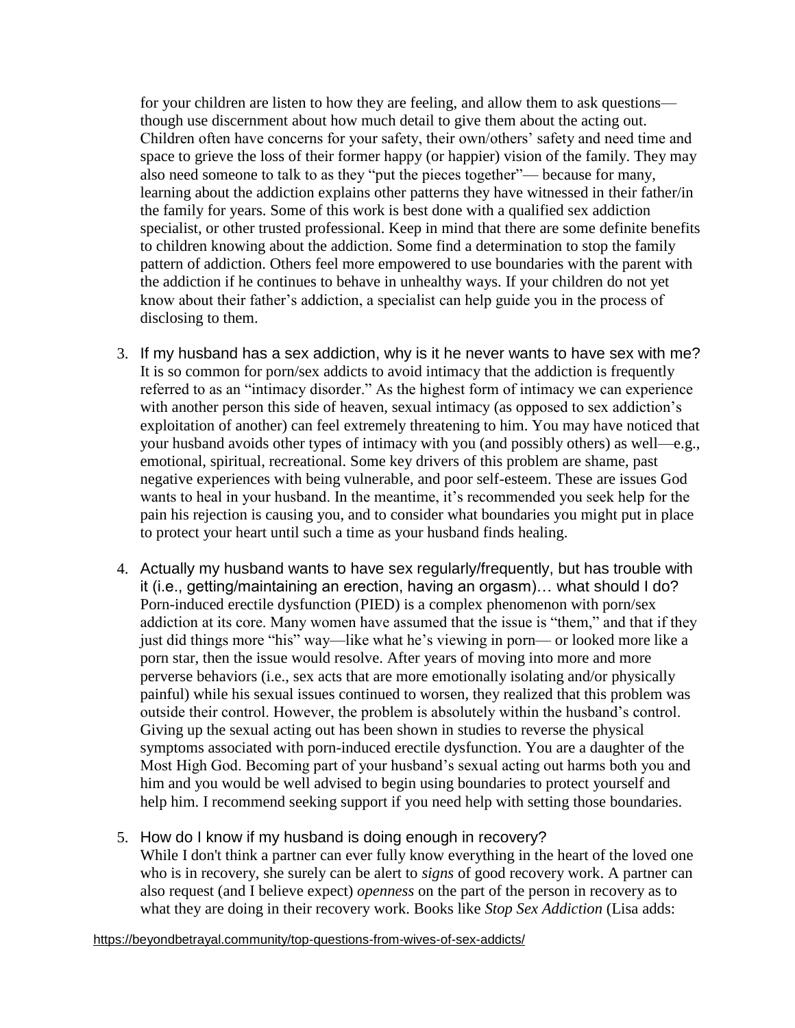for your children are listen to how they are feeling, and allow them to ask questions—though use discernment about how much detail to give them about the acting out. Children often have concerns for your safety, their own/others' safety and need time and space to grieve the loss of their former happy (or happier) vision of the family. They may also need someone to talk to as they "put the pieces together"— because for many, learning about the addiction explains other patterns they have witnessed in their father/in the family for years. Some of this work is best done with a qualified sex addiction specialist, or other trusted professional. Keep in mind that there are some definite benefits to children knowing about the addiction. Some find a determination to stop the family pattern of addiction. Others feel more empowered to use boundaries with the parent with the addiction if he continues to behave in unhealthy ways. If your children do not yet know about their father's addiction, a specialist can help guide you in the process of disclosing to them.

3. If my husband has a sex addiction, why is it he never wants to have sex with me?
   It is so common for porn/sex addicts to avoid intimacy that the addiction is frequently referred to as an "intimacy disorder." As the highest form of intimacy we can experience with another person this side of heaven, sexual intimacy (as opposed to sex addiction's exploitation of another) can feel extremely threatening to him. You may have noticed that your husband avoids other types of intimacy with you (and possibly others) as well—e.g., emotional, spiritual, recreational. Some key drivers of this problem are shame, past negative experiences with being vulnerable, and poor self-esteem. These are issues God wants to heal in your husband. In the meantime, it's recommended you seek help for the pain his rejection is causing you, and to consider what boundaries you might put in place to protect your heart until such a time as your husband finds healing.

4. Actually my husband wants to have sex regularly/frequently, but has trouble with it (i.e., getting/maintaining an erection, having an orgasm)… what should I do?
   Porn-induced erectile dysfunction (PIED) is a complex phenomenon with porn/sex addiction at its core. Many women have assumed that the issue is "them," and that if they just did things more "his" way—like what he's viewing in porn— or looked more like a porn star, then the issue would resolve. After years of moving into more and more perverse behaviors (i.e., sex acts that are more emotionally isolating and/or physically painful) while his sexual issues continued to worsen, they realized that this problem was outside their control. However, the problem is absolutely within the husband's control. Giving up the sexual acting out has been shown in studies to reverse the physical symptoms associated with porn-induced erectile dysfunction. You are a daughter of the Most High God. Becoming part of your husband's sexual acting out harms both you and him and you would be well advised to begin using boundaries to protect yourself and help him. I recommend seeking support if you need help with setting those boundaries.

5. How do I know if my husband is doing enough in recovery?
   While I don't think a partner can ever fully know everything in the heart of the loved one who is in recovery, she surely can be alert to *signs* of good recovery work. A partner can also request (and I believe expect) *openness* on the part of the person in recovery as to what they are doing in their recovery work. Books like *Stop Sex Addiction* (Lisa adds: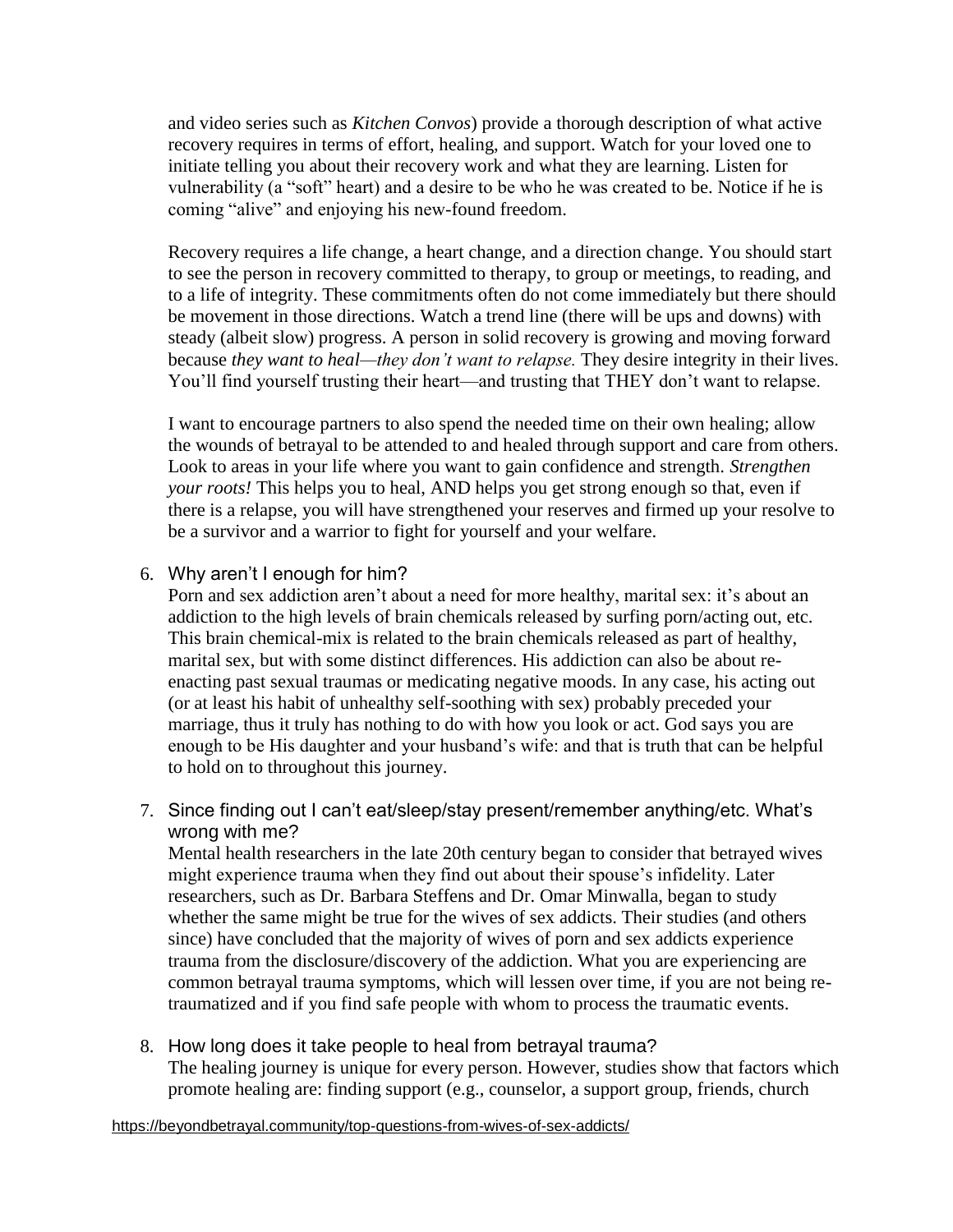and video series such as *Kitchen Convos*) provide a thorough description of what active recovery requires in terms of effort, healing, and support. Watch for your loved one to initiate telling you about their recovery work and what they are learning. Listen for vulnerability (a "soft" heart) and a desire to be who he was created to be. Notice if he is coming "alive" and enjoying his new-found freedom.

Recovery requires a life change, a heart change, and a direction change. You should start to see the person in recovery committed to therapy, to group or meetings, to reading, and to a life of integrity. These commitments often do not come immediately but there should be movement in those directions. Watch a trend line (there will be ups and downs) with steady (albeit slow) progress. A person in solid recovery is growing and moving forward because *they want to heal—they don't want to relapse.* They desire integrity in their lives. You'll find yourself trusting their heart—and trusting that THEY don't want to relapse.

I want to encourage partners to also spend the needed time on their own healing; allow the wounds of betrayal to be attended to and healed through support and care from others. Look to areas in your life where you want to gain confidence and strength. *Strengthen your roots!* This helps you to heal, AND helps you get strong enough so that, even if there is a relapse, you will have strengthened your reserves and firmed up your resolve to be a survivor and a warrior to fight for yourself and your welfare.

6. Why aren't I enough for him?

   Porn and sex addiction aren't about a need for more healthy, marital sex: it's about an addiction to the high levels of brain chemicals released by surfing porn/acting out, etc. This brain chemical-mix is related to the brain chemicals released as part of healthy, marital sex, but with some distinct differences. His addiction can also be about re-enacting past sexual traumas or medicating negative moods. In any case, his acting out (or at least his habit of unhealthy self-soothing with sex) probably preceded your marriage, thus it truly has nothing to do with how you look or act. God says you are enough to be His daughter and your husband's wife: and that is truth that can be helpful to hold on to throughout this journey.

7. Since finding out I can't eat/sleep/stay present/remember anything/etc. What's wrong with me?

   Mental health researchers in the late 20th century began to consider that betrayed wives might experience trauma when they find out about their spouse's infidelity. Later researchers, such as Dr. Barbara Steffens and Dr. Omar Minwalla, began to study whether the same might be true for the wives of sex addicts. Their studies (and others since) have concluded that the majority of wives of porn and sex addicts experience trauma from the disclosure/discovery of the addiction. What you are experiencing are common betrayal trauma symptoms, which will lessen over time, if you are not being re-traumatized and if you find safe people with whom to process the traumatic events.

8. How long does it take people to heal from betrayal trauma?

   The healing journey is unique for every person. However, studies show that factors which promote healing are: finding support (e.g., counselor, a support group, friends, church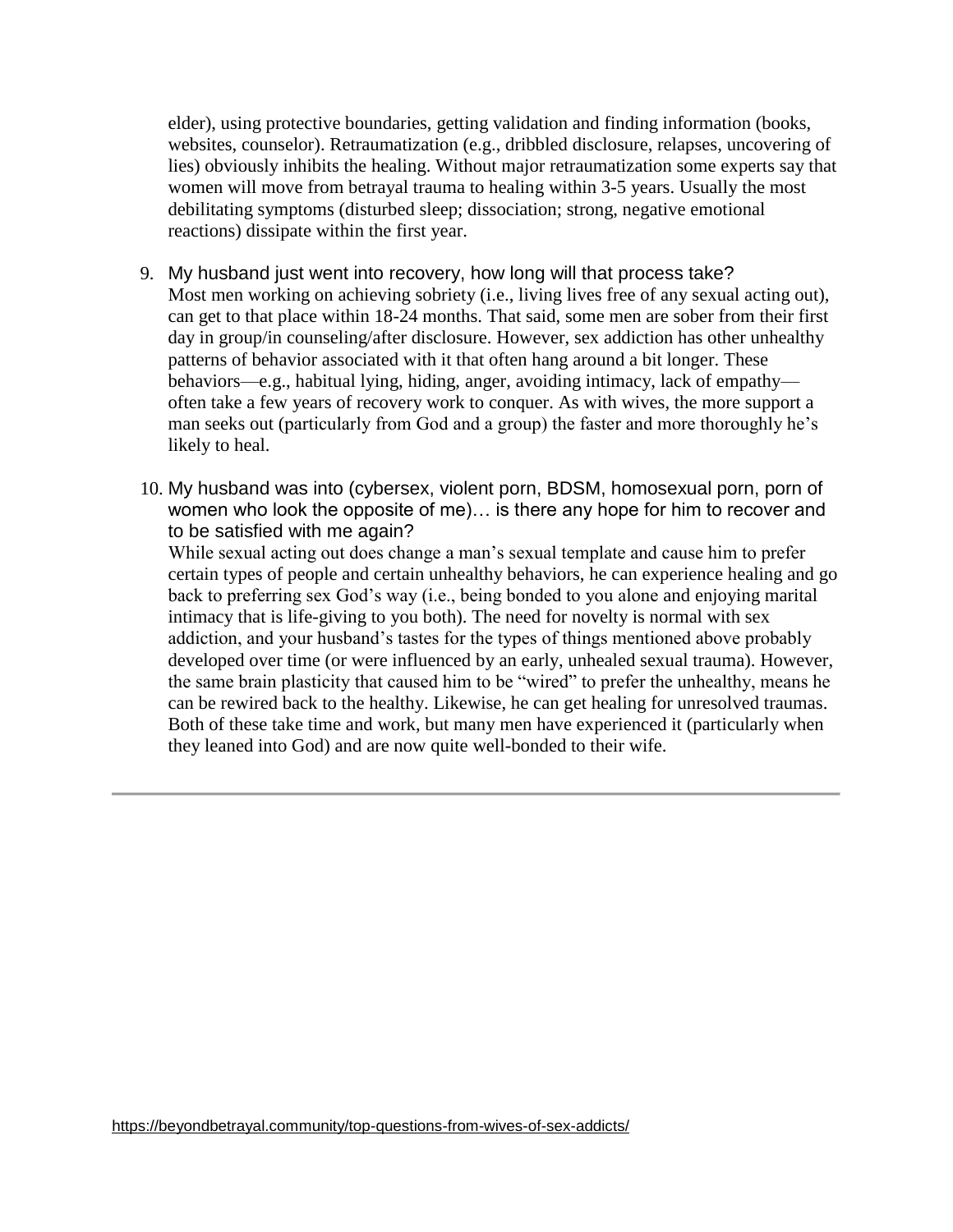elder), using protective boundaries, getting validation and finding information (books, websites, counselor). Retraumatization (e.g., dribbled disclosure, relapses, uncovering of lies) obviously inhibits the healing. Without major retraumatization some experts say that women will move from betrayal trauma to healing within 3-5 years. Usually the most debilitating symptoms (disturbed sleep; dissociation; strong, negative emotional reactions) dissipate within the first year.

9. My husband just went into recovery, how long will that process take?
   Most men working on achieving sobriety (i.e., living lives free of any sexual acting out), can get to that place within 18-24 months. That said, some men are sober from their first day in group/in counseling/after disclosure. However, sex addiction has other unhealthy patterns of behavior associated with it that often hang around a bit longer. These behaviors—e.g., habitual lying, hiding, anger, avoiding intimacy, lack of empathy—often take a few years of recovery work to conquer. As with wives, the more support a man seeks out (particularly from God and a group) the faster and more thoroughly he's likely to heal.

10. My husband was into (cybersex, violent porn, BDSM, homosexual porn, porn of women who look the opposite of me)… is there any hope for him to recover and to be satisfied with me again?
    While sexual acting out does change a man's sexual template and cause him to prefer certain types of people and certain unhealthy behaviors, he can experience healing and go back to preferring sex God's way (i.e., being bonded to you alone and enjoying marital intimacy that is life-giving to you both). The need for novelty is normal with sex addiction, and your husband's tastes for the types of things mentioned above probably developed over time (or were influenced by an early, unhealed sexual trauma). However, the same brain plasticity that caused him to be "wired" to prefer the unhealthy, means he can be rewired back to the healthy. Likewise, he can get healing for unresolved traumas. Both of these take time and work, but many men have experienced it (particularly when they leaned into God) and are now quite well-bonded to their wife.

---

https://beyondbetrayal.community/top-questions-from-wives-of-sex-addicts/